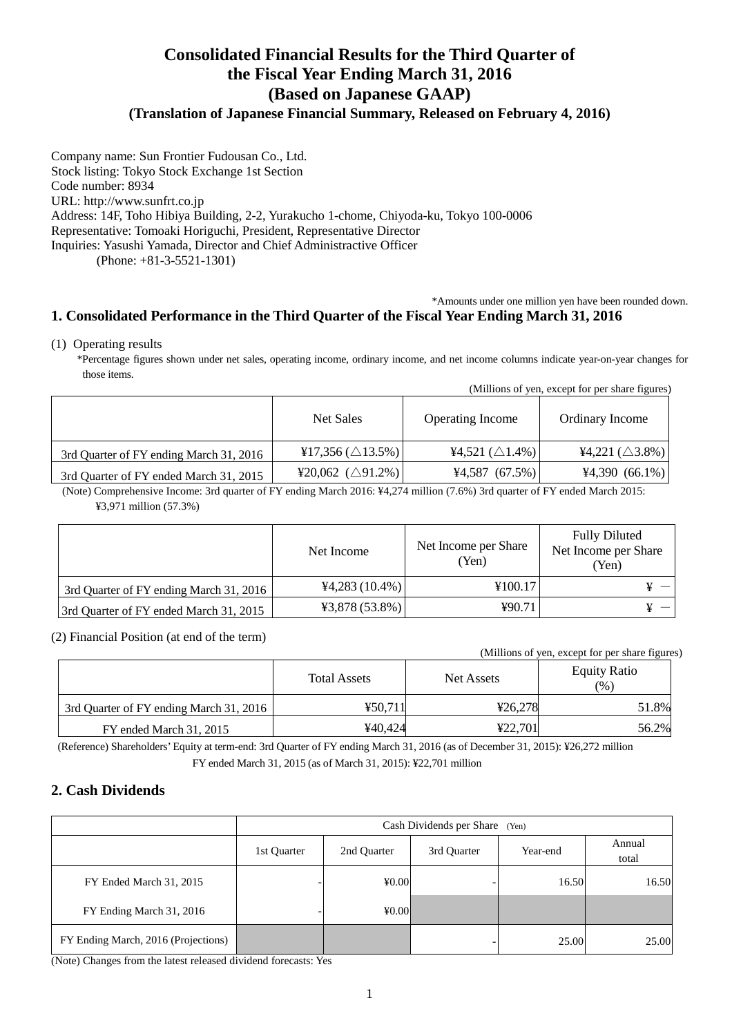# Consolidated Financial Results for the Third Quarter of the Fiscal Year Ending March 31, 2016 (Based on Japanese GAAP)

### (Translation of Japanese Financial Summary, Released on February 4, 2016)

Company name: Sun Frontier Fudousan Co., Ltd.
Stock listing: Tokyo Stock Exchange 1st Section
Code number: 8934
URL: http://www.sunfrt.co.jp
Address: 14F, Toho Hibiya Building, 2-2, Yurakucho 1-chome, Chiyoda-ku, Tokyo 100-0006
Representative: Tomoaki Horiguchi, President, Representative Director
Inquiries: Yasushi Yamada, Director and Chief Administractive Officer
(Phone: +81-3-5521-1301)

*Amounts under one million yen have been rounded down.

## 1. Consolidated Performance in the Third Quarter of the Fiscal Year Ending March 31, 2016

(1) Operating results

*Percentage figures shown under net sales, operating income, ordinary income, and net income columns indicate year-on-year changes for those items.

(Millions of yen, except for per share figures)

| | Net Sales | Operating Income | Ordinary Income |
|---|---|---|---|
| 3rd Quarter of FY ending March 31, 2016 | ¥17,356 (△13.5%) | ¥4,521 (△1.4%) | ¥4,221 (△3.8%) |
| 3rd Quarter of FY ended March 31, 2015 | ¥20,062 (△91.2%) | ¥4,587 (67.5%) | ¥4,390 (66.1%) |

(Note) Comprehensive Income: 3rd quarter of FY ending March 2016: ¥4,274 million (7.6%) 3rd quarter of FY ended March 2015: ¥3,971 million (57.3%)

| | Net Income | Net Income per Share (Yen) | Fully Diluted Net Income per Share (Yen) |
|---|---|---|---|
| 3rd Quarter of FY ending March 31, 2016 | ¥4,283 (10.4%) | ¥100.17 | ¥ ― |
| 3rd Quarter of FY ended March 31, 2015 | ¥3,878 (53.8%) | ¥90.71 | ¥ ― |

(2) Financial Position (at end of the term)

(Millions of yen, except for per share figures)

| | Total Assets | Net Assets | Equity Ratio (%) |
|---|---|---|---|
| 3rd Quarter of FY ending March 31, 2016 | ¥50,711 | ¥26,278 | 51.8% |
| FY ended March 31, 2015 | ¥40,424 | ¥22,701 | 56.2% |

(Reference) Shareholders' Equity at term-end: 3rd Quarter of FY ending March 31, 2016 (as of December 31, 2015): ¥26,272 million
FY ended March 31, 2015 (as of March 31, 2015): ¥22,701 million

## 2. Cash Dividends

| | Cash Dividends per Share (Yen) | | | | |
|---|---|---|---|---|---|
| | 1st Quarter | 2nd Quarter | 3rd Quarter | Year-end | Annual total |
| FY Ended March 31, 2015 | - | ¥0.00 | - | 16.50 | 16.50 |
| FY Ending March 31, 2016 | - | ¥0.00 | | | |
| FY Ending March, 2016 (Projections) | | | - | 25.00 | 25.00 |

(Note) Changes from the latest released dividend forecasts: Yes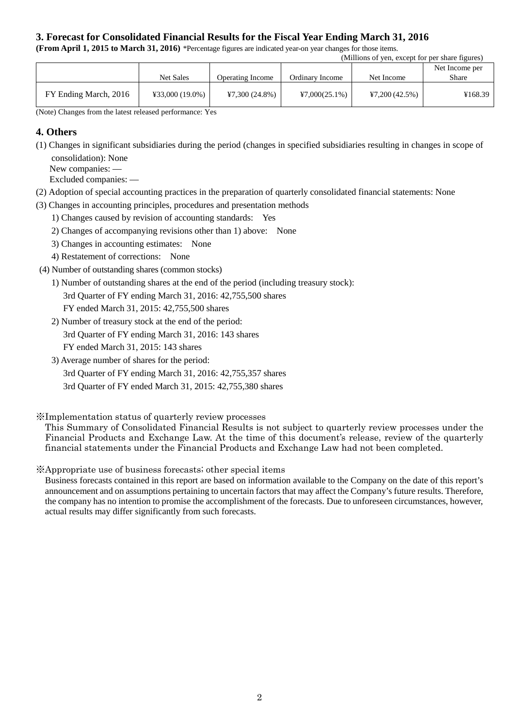## 3. Forecast for Consolidated Financial Results for the Fiscal Year Ending March 31, 2016

**(From April 1, 2015 to March 31, 2016)** *Percentage figures are indicated year-on year changes for those items.

(Millions of yen, except for per share figures)

| | Net Sales | Operating Income | Ordinary Income | Net Income | Net Income per Share |
|---|---|---|---|---|---|
| FY Ending March, 2016 | ¥33,000 (19.0%) | ¥7,300 (24.8%) | ¥7,000(25.1%) | ¥7,200 (42.5%) | ¥168.39 |

(Note) Changes from the latest released performance: Yes

## 4. Others

(1) Changes in significant subsidiaries during the period (changes in specified subsidiaries resulting in changes in scope of consolidation): None
  New companies: —
  Excluded companies: —

(2) Adoption of special accounting practices in the preparation of quarterly consolidated financial statements: None

(3) Changes in accounting principles, procedures and presentation methods
  1) Changes caused by revision of accounting standards: Yes
  2) Changes of accompanying revisions other than 1) above: None
  3) Changes in accounting estimates: None
  4) Restatement of corrections: None

(4) Number of outstanding shares (common stocks)
  1) Number of outstanding shares at the end of the period (including treasury stock):
    3rd Quarter of FY ending March 31, 2016: 42,755,500 shares
    FY ended March 31, 2015: 42,755,500 shares
  2) Number of treasury stock at the end of the period:
    3rd Quarter of FY ending March 31, 2016: 143 shares
    FY ended March 31, 2015: 143 shares
  3) Average number of shares for the period:
    3rd Quarter of FY ending March 31, 2016: 42,755,357 shares
    3rd Quarter of FY ended March 31, 2015: 42,755,380 shares

※Implementation status of quarterly review processes
This Summary of Consolidated Financial Results is not subject to quarterly review processes under the Financial Products and Exchange Law. At the time of this document's release, review of the quarterly financial statements under the Financial Products and Exchange Law had not been completed.

※Appropriate use of business forecasts; other special items
Business forecasts contained in this report are based on information available to the Company on the date of this report's announcement and on assumptions pertaining to uncertain factors that may affect the Company's future results. Therefore, the company has no intention to promise the accomplishment of the forecasts. Due to unforeseen circumstances, however, actual results may differ significantly from such forecasts.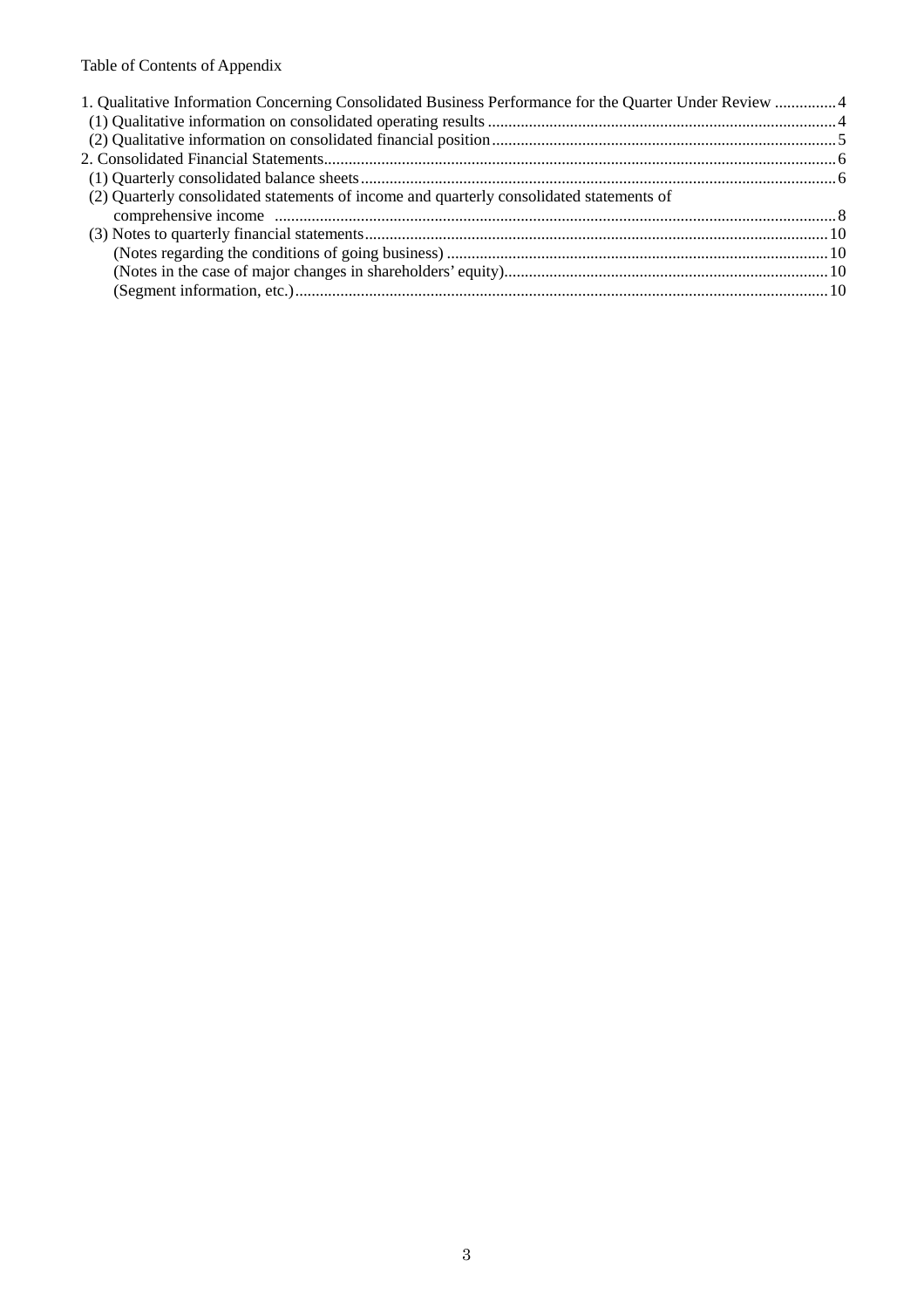Table of Contents of Appendix

1. Qualitative Information Concerning Consolidated Business Performance for the Quarter Under Review ............... 4
   - (1) Qualitative information on consolidated operating results ............... 4
   - (2) Qualitative information on consolidated financial position ............... 5
2. Consolidated Financial Statements ............... 6
   - (1) Quarterly consolidated balance sheets ............... 6
   - (2) Quarterly consolidated statements of income and quarterly consolidated statements of comprehensive income ............... 8
   - (3) Notes to quarterly financial statements ............... 10
     - (Notes regarding the conditions of going business) ............... 10
     - (Notes in the case of major changes in shareholders' equity) ............... 10
     - (Segment information, etc.) ............... 10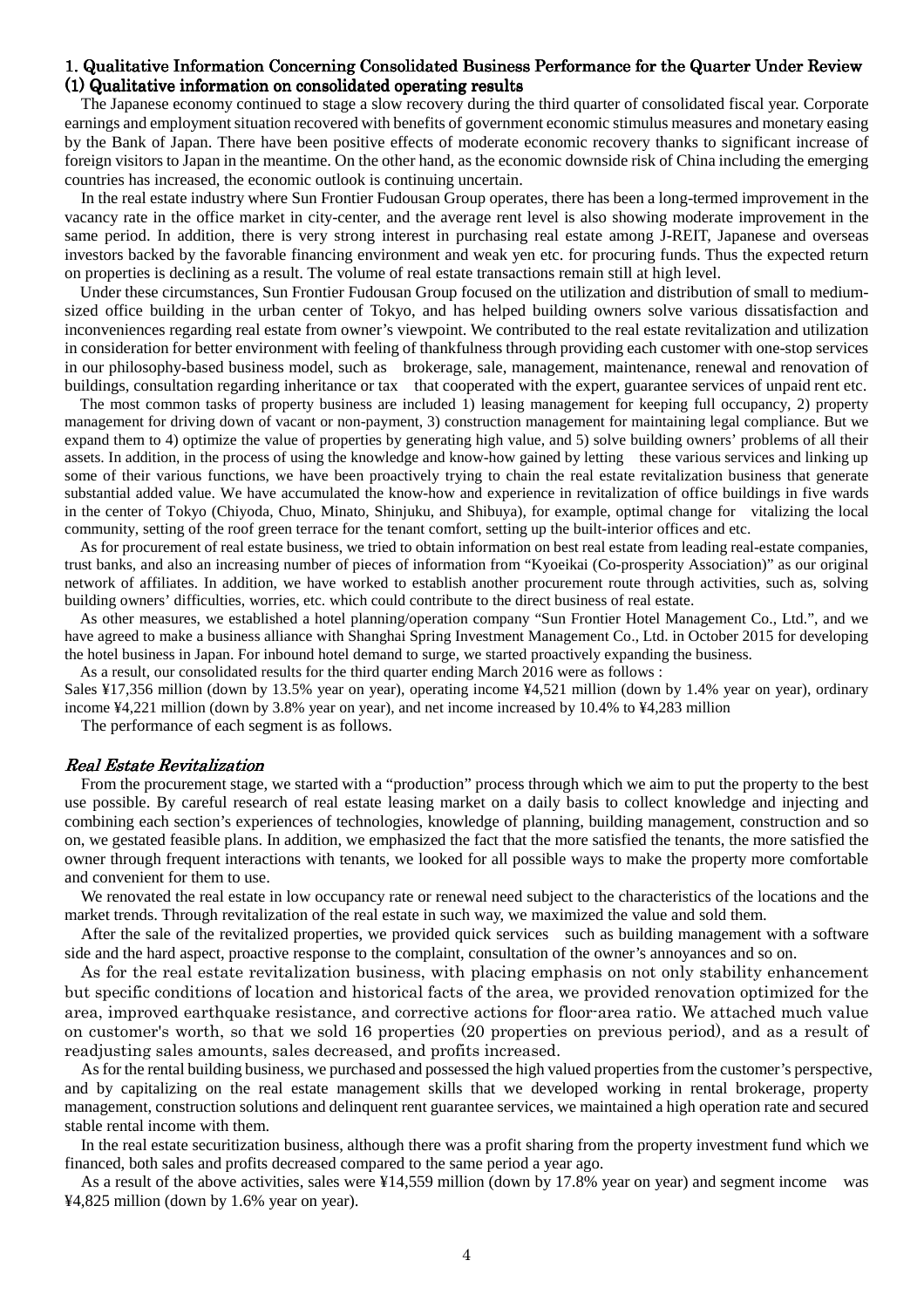## 1. Qualitative Information Concerning Consolidated Business Performance for the Quarter Under Review

### (1) Qualitative information on consolidated operating results

The Japanese economy continued to stage a slow recovery during the third quarter of consolidated fiscal year. Corporate earnings and employment situation recovered with benefits of government economic stimulus measures and monetary easing by the Bank of Japan. There have been positive effects of moderate economic recovery thanks to significant increase of foreign visitors to Japan in the meantime. On the other hand, as the economic downside risk of China including the emerging countries has increased, the economic outlook is continuing uncertain.

In the real estate industry where Sun Frontier Fudousan Group operates, there has been a long-termed improvement in the vacancy rate in the office market in city-center, and the average rent level is also showing moderate improvement in the same period. In addition, there is very strong interest in purchasing real estate among J-REIT, Japanese and overseas investors backed by the favorable financing environment and weak yen etc. for procuring funds. Thus the expected return on properties is declining as a result. The volume of real estate transactions remain still at high level.

Under these circumstances, Sun Frontier Fudousan Group focused on the utilization and distribution of small to medium-sized office building in the urban center of Tokyo, and has helped building owners solve various dissatisfaction and inconveniences regarding real estate from owner's viewpoint. We contributed to the real estate revitalization and utilization in consideration for better environment with feeling of thankfulness through providing each customer with one-stop services in our philosophy-based business model, such as brokerage, sale, management, maintenance, renewal and renovation of buildings, consultation regarding inheritance or tax that cooperated with the expert, guarantee services of unpaid rent etc.

The most common tasks of property business are included 1) leasing management for keeping full occupancy, 2) property management for driving down of vacant or non-payment, 3) construction management for maintaining legal compliance. But we expand them to 4) optimize the value of properties by generating high value, and 5) solve building owners' problems of all their assets. In addition, in the process of using the knowledge and know-how gained by letting these various services and linking up some of their various functions, we have been proactively trying to chain the real estate revitalization business that generate substantial added value. We have accumulated the know-how and experience in revitalization of office buildings in five wards in the center of Tokyo (Chiyoda, Chuo, Minato, Shinjuku, and Shibuya), for example, optimal change for vitalizing the local community, setting of the roof green terrace for the tenant comfort, setting up the built-interior offices and etc.

As for procurement of real estate business, we tried to obtain information on best real estate from leading real-estate companies, trust banks, and also an increasing number of pieces of information from "Kyoeikai (Co-prosperity Association)" as our original network of affiliates. In addition, we have worked to establish another procurement route through activities, such as, solving building owners' difficulties, worries, etc. which could contribute to the direct business of real estate.

As other measures, we established a hotel planning/operation company "Sun Frontier Hotel Management Co., Ltd.", and we have agreed to make a business alliance with Shanghai Spring Investment Management Co., Ltd. in October 2015 for developing the hotel business in Japan. For inbound hotel demand to surge, we started proactively expanding the business.

As a result, our consolidated results for the third quarter ending March 2016 were as follows :

Sales ¥17,356 million (down by 13.5% year on year), operating income ¥4,521 million (down by 1.4% year on year), ordinary income ¥4,221 million (down by 3.8% year on year), and net income increased by 10.4% to ¥4,283 million

The performance of each segment is as follows.

#### *Real Estate Revitalization*

From the procurement stage, we started with a "production" process through which we aim to put the property to the best use possible. By careful research of real estate leasing market on a daily basis to collect knowledge and injecting and combining each section's experiences of technologies, knowledge of planning, building management, construction and so on, we gestated feasible plans. In addition, we emphasized the fact that the more satisfied the tenants, the more satisfied the owner through frequent interactions with tenants, we looked for all possible ways to make the property more comfortable and convenient for them to use.

We renovated the real estate in low occupancy rate or renewal need subject to the characteristics of the locations and the market trends. Through revitalization of the real estate in such way, we maximized the value and sold them.

After the sale of the revitalized properties, we provided quick services such as building management with a software side and the hard aspect, proactive response to the complaint, consultation of the owner's annoyances and so on.

As for the real estate revitalization business, with placing emphasis on not only stability enhancement but specific conditions of location and historical facts of the area, we provided renovation optimized for the area, improved earthquake resistance, and corrective actions for floor-area ratio. We attached much value on customer's worth, so that we sold 16 properties (20 properties on previous period), and as a result of readjusting sales amounts, sales decreased, and profits increased.

As for the rental building business, we purchased and possessed the high valued properties from the customer's perspective, and by capitalizing on the real estate management skills that we developed working in rental brokerage, property management, construction solutions and delinquent rent guarantee services, we maintained a high operation rate and secured stable rental income with them.

In the real estate securitization business, although there was a profit sharing from the property investment fund which we financed, both sales and profits decreased compared to the same period a year ago.

As a result of the above activities, sales were ¥14,559 million (down by 17.8% year on year) and segment income was ¥4,825 million (down by 1.6% year on year).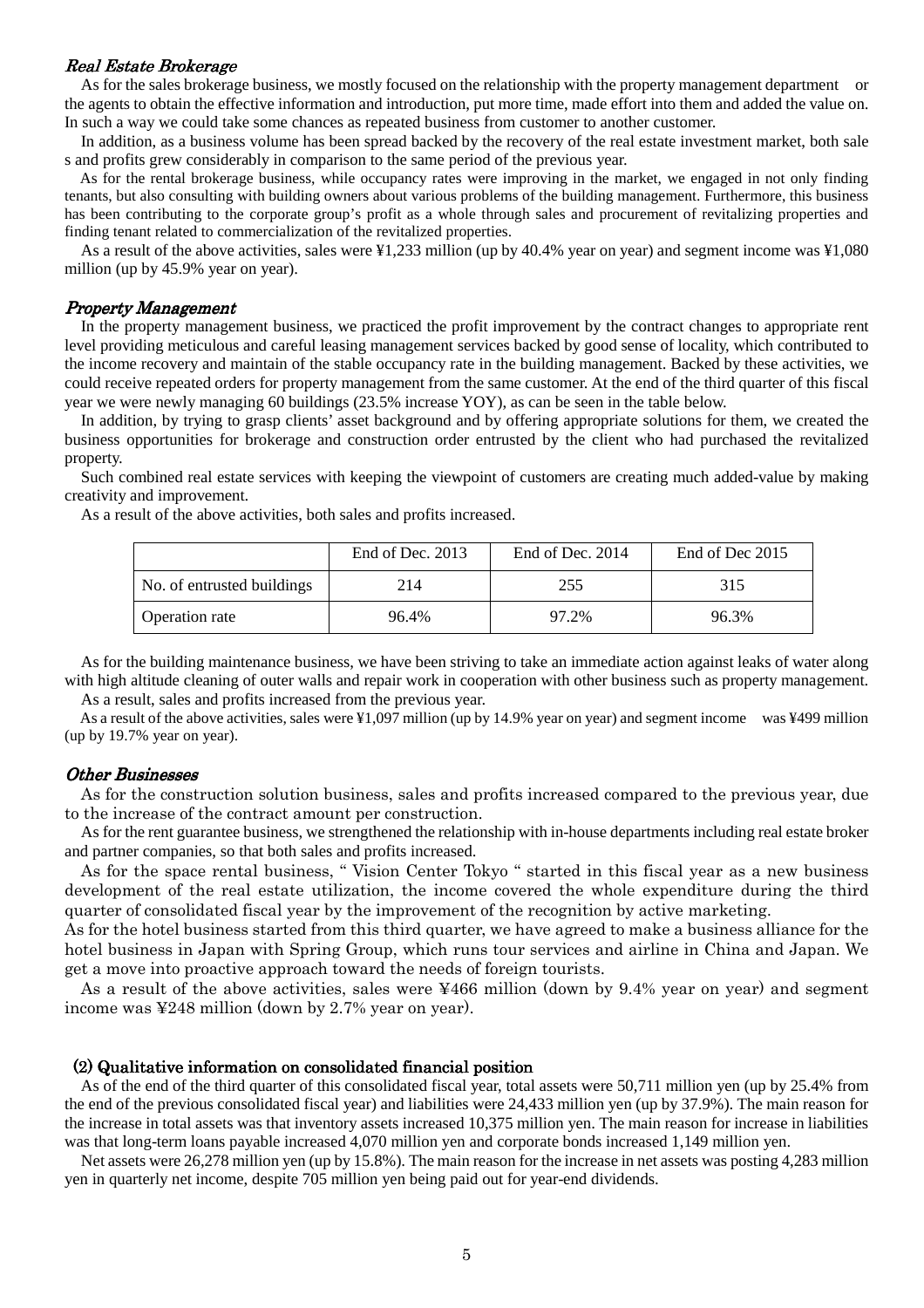### *Real Estate Brokerage*

As for the sales brokerage business, we mostly focused on the relationship with the property management department or the agents to obtain the effective information and introduction, put more time, made effort into them and added the value on. In such a way we could take some chances as repeated business from customer to another customer.

In addition, as a business volume has been spread backed by the recovery of the real estate investment market, both sale s and profits grew considerably in comparison to the same period of the previous year.

As for the rental brokerage business, while occupancy rates were improving in the market, we engaged in not only finding tenants, but also consulting with building owners about various problems of the building management. Furthermore, this business has been contributing to the corporate group's profit as a whole through sales and procurement of revitalizing properties and finding tenant related to commercialization of the revitalized properties.

As a result of the above activities, sales were ¥1,233 million (up by 40.4% year on year) and segment income was ¥1,080 million (up by 45.9% year on year).

### *Property Management*

In the property management business, we practiced the profit improvement by the contract changes to appropriate rent level providing meticulous and careful leasing management services backed by good sense of locality, which contributed to the income recovery and maintain of the stable occupancy rate in the building management. Backed by these activities, we could receive repeated orders for property management from the same customer. At the end of the third quarter of this fiscal year we were newly managing 60 buildings (23.5% increase YOY), as can be seen in the table below.

In addition, by trying to grasp clients' asset background and by offering appropriate solutions for them, we created the business opportunities for brokerage and construction order entrusted by the client who had purchased the revitalized property.

Such combined real estate services with keeping the viewpoint of customers are creating much added-value by making creativity and improvement.

As a result of the above activities, both sales and profits increased.

| | End of Dec. 2013 | End of Dec. 2014 | End of Dec 2015 |
|---|---|---|---|
| No. of entrusted buildings | 214 | 255 | 315 |
| Operation rate | 96.4% | 97.2% | 96.3% |

As for the building maintenance business, we have been striving to take an immediate action against leaks of water along with high altitude cleaning of outer walls and repair work in cooperation with other business such as property management.

As a result, sales and profits increased from the previous year.

As a result of the above activities, sales were ¥1,097 million (up by 14.9% year on year) and segment income was ¥499 million (up by 19.7% year on year).

### *Other Businesses*

As for the construction solution business, sales and profits increased compared to the previous year, due to the increase of the contract amount per construction.

As for the rent guarantee business, we strengthened the relationship with in-house departments including real estate broker and partner companies, so that both sales and profits increased.

As for the space rental business, " Vision Center Tokyo " started in this fiscal year as a new business development of the real estate utilization, the income covered the whole expenditure during the third quarter of consolidated fiscal year by the improvement of the recognition by active marketing.

As for the hotel business started from this third quarter, we have agreed to make a business alliance for the hotel business in Japan with Spring Group, which runs tour services and airline in China and Japan. We get a move into proactive approach toward the needs of foreign tourists.

As a result of the above activities, sales were ¥466 million (down by 9.4% year on year) and segment income was ¥248 million (down by 2.7% year on year).

### (2) Qualitative information on consolidated financial position

As of the end of the third quarter of this consolidated fiscal year, total assets were 50,711 million yen (up by 25.4% from the end of the previous consolidated fiscal year) and liabilities were 24,433 million yen (up by 37.9%). The main reason for the increase in total assets was that inventory assets increased 10,375 million yen. The main reason for increase in liabilities was that long-term loans payable increased 4,070 million yen and corporate bonds increased 1,149 million yen.

Net assets were 26,278 million yen (up by 15.8%). The main reason for the increase in net assets was posting 4,283 million yen in quarterly net income, despite 705 million yen being paid out for year-end dividends.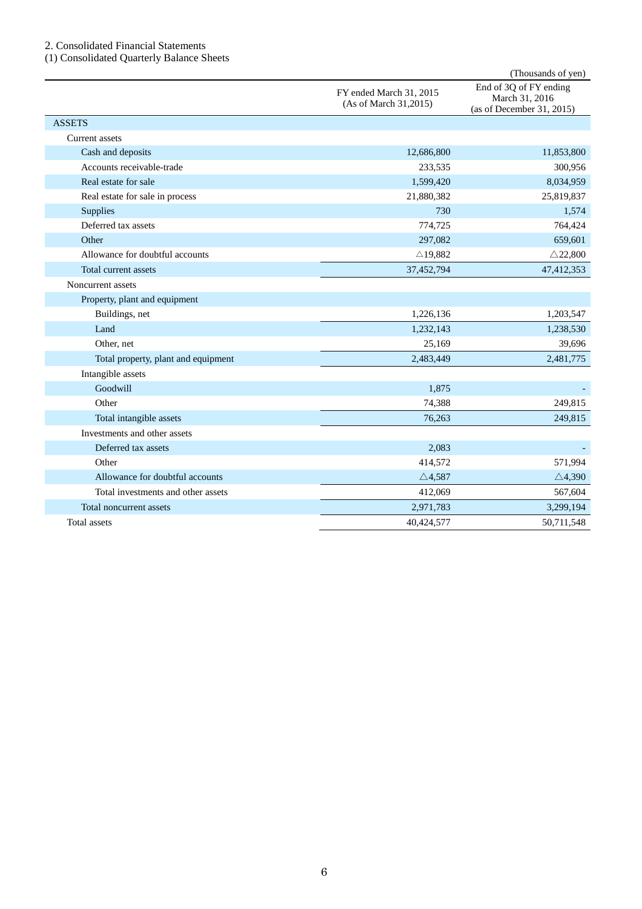2. Consolidated Financial Statements

(1) Consolidated Quarterly Balance Sheets

(Thousands of yen)

| | FY ended March 31, 2015 (As of March 31,2015) | End of 3Q of FY ending March 31, 2016 (as of December 31, 2015) |
|---|---|---|
| ASSETS | | |
| Current assets | | |
| Cash and deposits | 12,686,800 | 11,853,800 |
| Accounts receivable-trade | 233,535 | 300,956 |
| Real estate for sale | 1,599,420 | 8,034,959 |
| Real estate for sale in process | 21,880,382 | 25,819,837 |
| Supplies | 730 | 1,574 |
| Deferred tax assets | 774,725 | 764,424 |
| Other | 297,082 | 659,601 |
| Allowance for doubtful accounts | △19,882 | △22,800 |
| Total current assets | 37,452,794 | 47,412,353 |
| Noncurrent assets | | |
| Property, plant and equipment | | |
| Buildings, net | 1,226,136 | 1,203,547 |
| Land | 1,232,143 | 1,238,530 |
| Other, net | 25,169 | 39,696 |
| Total property, plant and equipment | 2,483,449 | 2,481,775 |
| Intangible assets | | |
| Goodwill | 1,875 | - |
| Other | 74,388 | 249,815 |
| Total intangible assets | 76,263 | 249,815 |
| Investments and other assets | | |
| Deferred tax assets | 2,083 | - |
| Other | 414,572 | 571,994 |
| Allowance for doubtful accounts | △4,587 | △4,390 |
| Total investments and other assets | 412,069 | 567,604 |
| Total noncurrent assets | 2,971,783 | 3,299,194 |
| Total assets | 40,424,577 | 50,711,548 |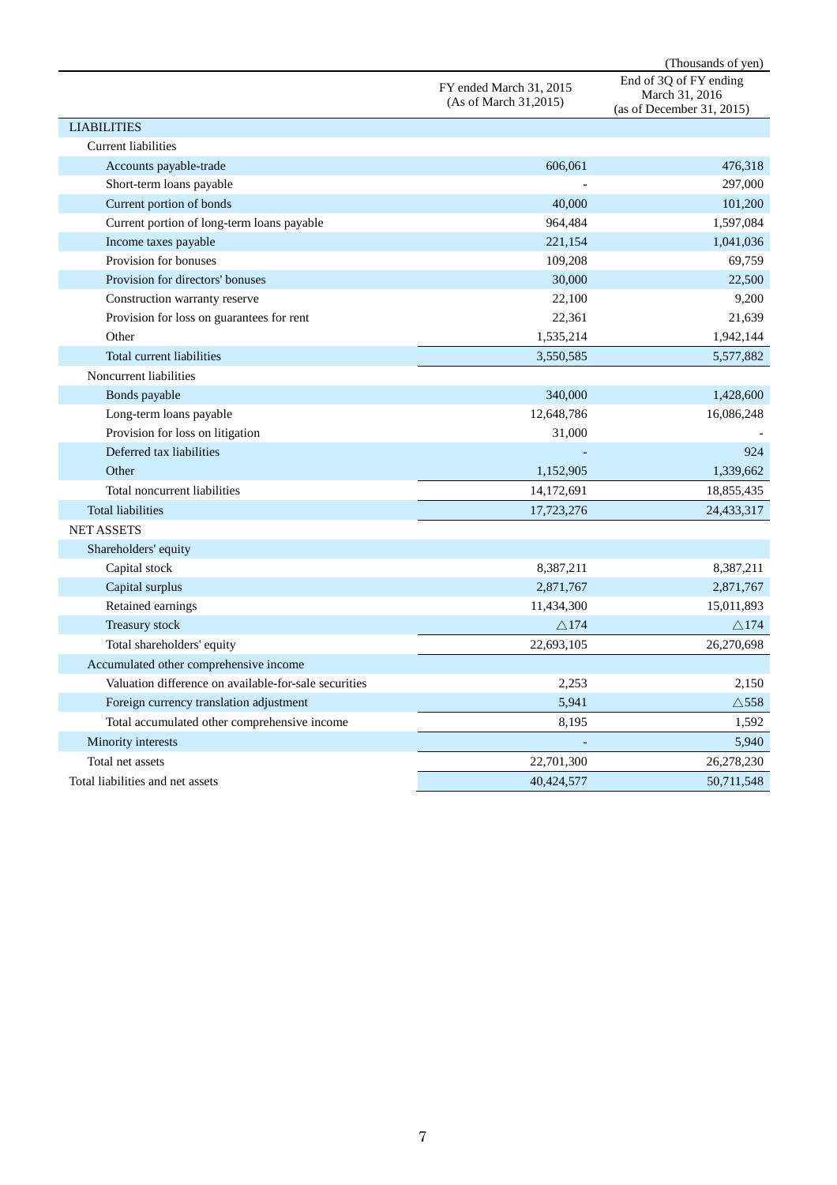(Thousands of yen)

| | FY ended March 31, 2015 (As of March 31,2015) | End of 3Q of FY ending March 31, 2016 (as of December 31, 2015) |
|---|---|---|
| LIABILITIES | | |
| Current liabilities | | |
| Accounts payable-trade | 606,061 | 476,318 |
| Short-term loans payable | - | 297,000 |
| Current portion of bonds | 40,000 | 101,200 |
| Current portion of long-term loans payable | 964,484 | 1,597,084 |
| Income taxes payable | 221,154 | 1,041,036 |
| Provision for bonuses | 109,208 | 69,759 |
| Provision for directors' bonuses | 30,000 | 22,500 |
| Construction warranty reserve | 22,100 | 9,200 |
| Provision for loss on guarantees for rent | 22,361 | 21,639 |
| Other | 1,535,214 | 1,942,144 |
| Total current liabilities | 3,550,585 | 5,577,882 |
| Noncurrent liabilities | | |
| Bonds payable | 340,000 | 1,428,600 |
| Long-term loans payable | 12,648,786 | 16,086,248 |
| Provision for loss on litigation | 31,000 | - |
| Deferred tax liabilities | - | 924 |
| Other | 1,152,905 | 1,339,662 |
| Total noncurrent liabilities | 14,172,691 | 18,855,435 |
| Total liabilities | 17,723,276 | 24,433,317 |
| NET ASSETS | | |
| Shareholders' equity | | |
| Capital stock | 8,387,211 | 8,387,211 |
| Capital surplus | 2,871,767 | 2,871,767 |
| Retained earnings | 11,434,300 | 15,011,893 |
| Treasury stock | △174 | △174 |
| Total shareholders' equity | 22,693,105 | 26,270,698 |
| Accumulated other comprehensive income | | |
| Valuation difference on available-for-sale securities | 2,253 | 2,150 |
| Foreign currency translation adjustment | 5,941 | △558 |
| Total accumulated other comprehensive income | 8,195 | 1,592 |
| Minority interests | - | 5,940 |
| Total net assets | 22,701,300 | 26,278,230 |
| Total liabilities and net assets | 40,424,577 | 50,711,548 |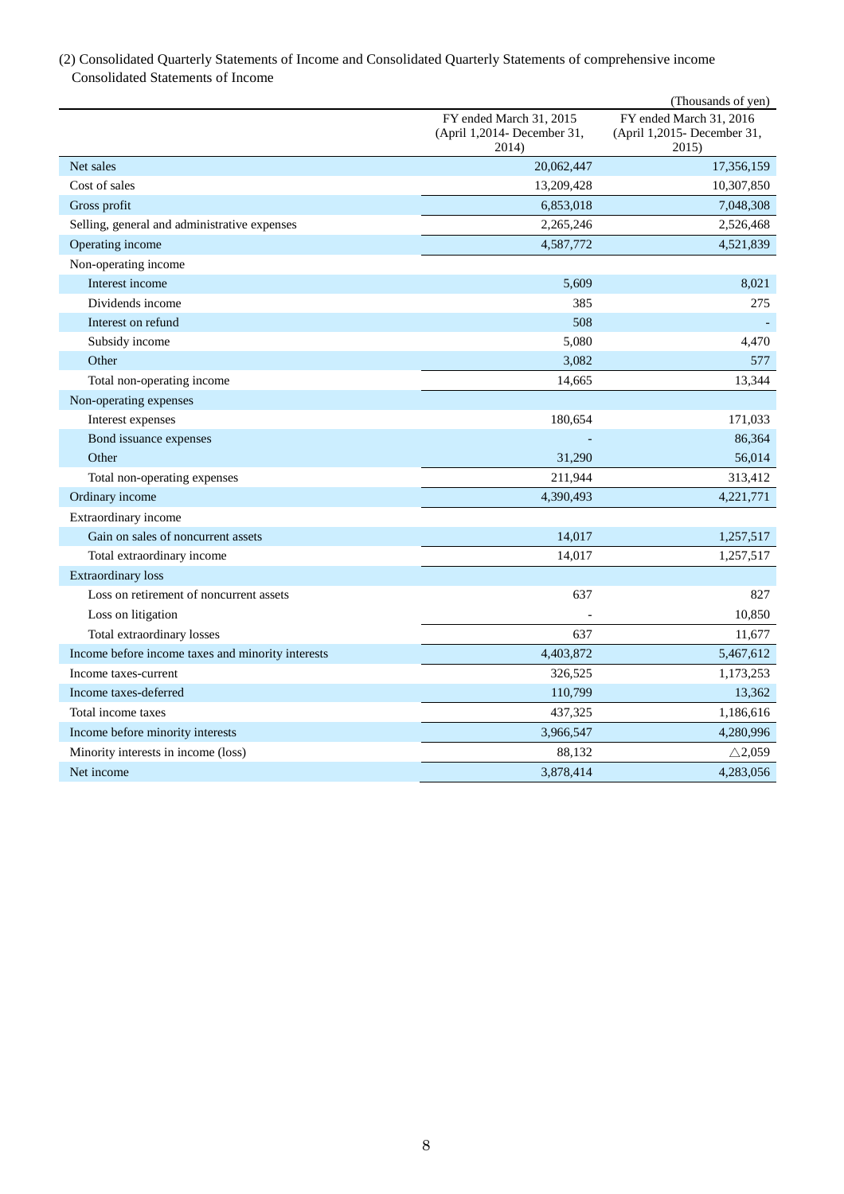(2) Consolidated Quarterly Statements of Income and Consolidated Quarterly Statements of comprehensive income

Consolidated Statements of Income

(Thousands of yen)

| | FY ended March 31, 2015 (April 1,2014- December 31, 2014) | FY ended March 31, 2016 (April 1,2015- December 31, 2015) |
|---|---|---|
| Net sales | 20,062,447 | 17,356,159 |
| Cost of sales | 13,209,428 | 10,307,850 |
| Gross profit | 6,853,018 | 7,048,308 |
| Selling, general and administrative expenses | 2,265,246 | 2,526,468 |
| Operating income | 4,587,772 | 4,521,839 |
| Non-operating income | | |
| Interest income | 5,609 | 8,021 |
| Dividends income | 385 | 275 |
| Interest on refund | 508 | - |
| Subsidy income | 5,080 | 4,470 |
| Other | 3,082 | 577 |
| Total non-operating income | 14,665 | 13,344 |
| Non-operating expenses | | |
| Interest expenses | 180,654 | 171,033 |
| Bond issuance expenses | - | 86,364 |
| Other | 31,290 | 56,014 |
| Total non-operating expenses | 211,944 | 313,412 |
| Ordinary income | 4,390,493 | 4,221,771 |
| Extraordinary income | | |
| Gain on sales of noncurrent assets | 14,017 | 1,257,517 |
| Total extraordinary income | 14,017 | 1,257,517 |
| Extraordinary loss | | |
| Loss on retirement of noncurrent assets | 637 | 827 |
| Loss on litigation | - | 10,850 |
| Total extraordinary losses | 637 | 11,677 |
| Income before income taxes and minority interests | 4,403,872 | 5,467,612 |
| Income taxes-current | 326,525 | 1,173,253 |
| Income taxes-deferred | 110,799 | 13,362 |
| Total income taxes | 437,325 | 1,186,616 |
| Income before minority interests | 3,966,547 | 4,280,996 |
| Minority interests in income (loss) | 88,132 | △2,059 |
| Net income | 3,878,414 | 4,283,056 |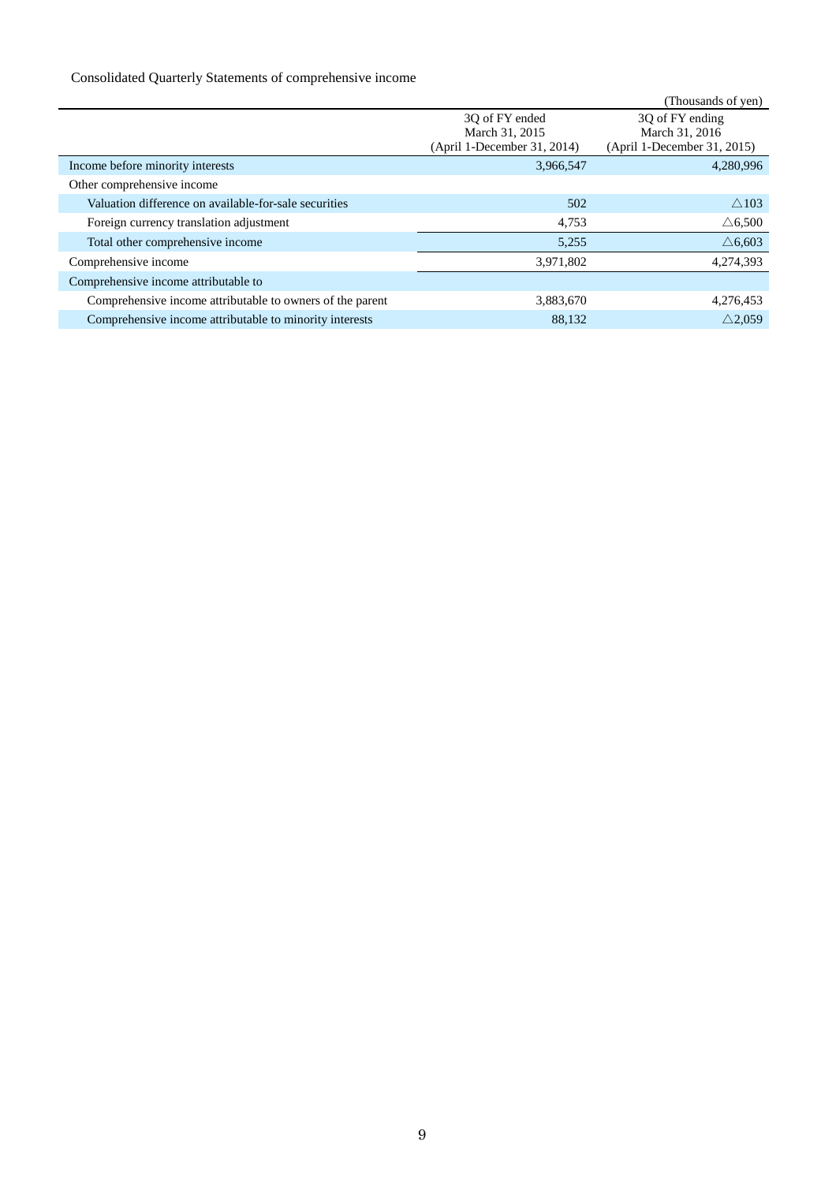Consolidated Quarterly Statements of comprehensive income

(Thousands of yen)

| | 3Q of FY ended March 31, 2015 (April 1-December 31, 2014) | 3Q of FY ending March 31, 2016 (April 1-December 31, 2015) |
|---|---|---|
| Income before minority interests | 3,966,547 | 4,280,996 |
| Other comprehensive income | | |
| Valuation difference on available-for-sale securities | 502 | △103 |
| Foreign currency translation adjustment | 4,753 | △6,500 |
| Total other comprehensive income | 5,255 | △6,603 |
| Comprehensive income | 3,971,802 | 4,274,393 |
| Comprehensive income attributable to | | |
| Comprehensive income attributable to owners of the parent | 3,883,670 | 4,276,453 |
| Comprehensive income attributable to minority interests | 88,132 | △2,059 |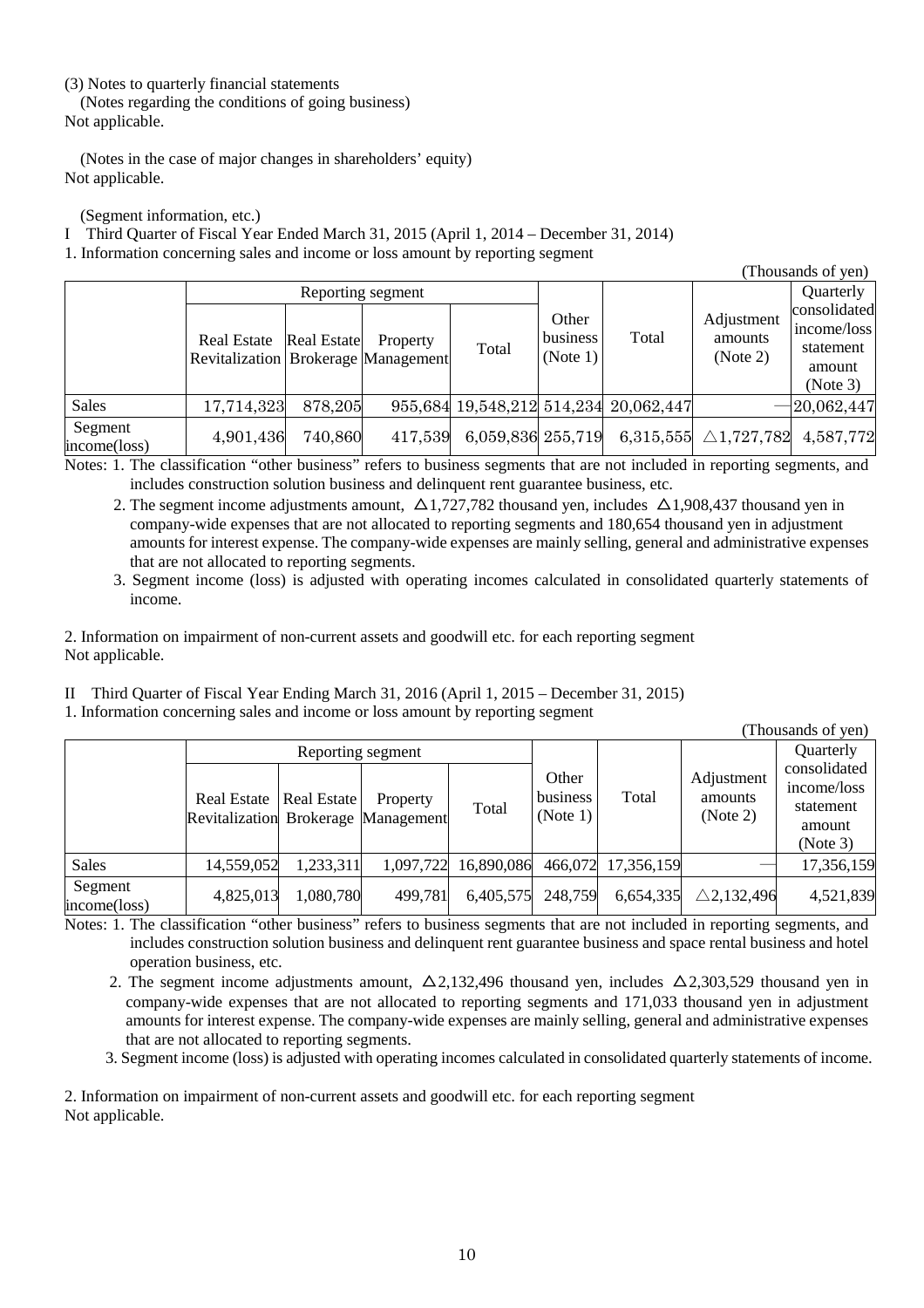(3) Notes to quarterly financial statements

(Notes regarding the conditions of going business)

Not applicable.

(Notes in the case of major changes in shareholders' equity)

Not applicable.

(Segment information, etc.)

I Third Quarter of Fiscal Year Ended March 31, 2015 (April 1, 2014 – December 31, 2014)

1. Information concerning sales and income or loss amount by reporting segment

(Thousands of yen)

| | Reporting segment | | | | Other business (Note 1) | Total | Adjustment amounts (Note 2) | Quarterly consolidated income/loss statement amount (Note 3) |
|---|---|---|---|---|---|---|---|---|
| | Real Estate Revitalization | Real Estate Brokerage | Property Management | Total | | | | |
| Sales | 17,714,323 | 878,205 | 955,684 | 19,548,212 | 514,234 | 20,062,447 | — | 20,062,447 |
| Segment income(loss) | 4,901,436 | 740,860 | 417,539 | 6,059,836 | 255,719 | 6,315,555 | △1,727,782 | 4,587,772 |

Notes: 1. The classification "other business" refers to business segments that are not included in reporting segments, and includes construction solution business and delinquent rent guarantee business, etc.

2. The segment income adjustments amount, △1,727,782 thousand yen, includes △1,908,437 thousand yen in company-wide expenses that are not allocated to reporting segments and 180,654 thousand yen in adjustment amounts for interest expense. The company-wide expenses are mainly selling, general and administrative expenses that are not allocated to reporting segments.

3. Segment income (loss) is adjusted with operating incomes calculated in consolidated quarterly statements of income.

2. Information on impairment of non-current assets and goodwill etc. for each reporting segment

Not applicable.

II Third Quarter of Fiscal Year Ending March 31, 2016 (April 1, 2015 – December 31, 2015)

1. Information concerning sales and income or loss amount by reporting segment

(Thousands of yen)

| | Reporting segment | | | | Other business (Note 1) | Total | Adjustment amounts (Note 2) | Quarterly consolidated income/loss statement amount (Note 3) |
|---|---|---|---|---|---|---|---|---|
| | Real Estate Revitalization | Real Estate Brokerage | Property Management | Total | | | | |
| Sales | 14,559,052 | 1,233,311 | 1,097,722 | 16,890,086 | 466,072 | 17,356,159 | — | 17,356,159 |
| Segment income(loss) | 4,825,013 | 1,080,780 | 499,781 | 6,405,575 | 248,759 | 6,654,335 | △2,132,496 | 4,521,839 |

Notes: 1. The classification "other business" refers to business segments that are not included in reporting segments, and includes construction solution business and delinquent rent guarantee business and space rental business and hotel operation business, etc.

2. The segment income adjustments amount, △2,132,496 thousand yen, includes △2,303,529 thousand yen in company-wide expenses that are not allocated to reporting segments and 171,033 thousand yen in adjustment amounts for interest expense. The company-wide expenses are mainly selling, general and administrative expenses that are not allocated to reporting segments.

3. Segment income (loss) is adjusted with operating incomes calculated in consolidated quarterly statements of income.

2. Information on impairment of non-current assets and goodwill etc. for each reporting segment

Not applicable.